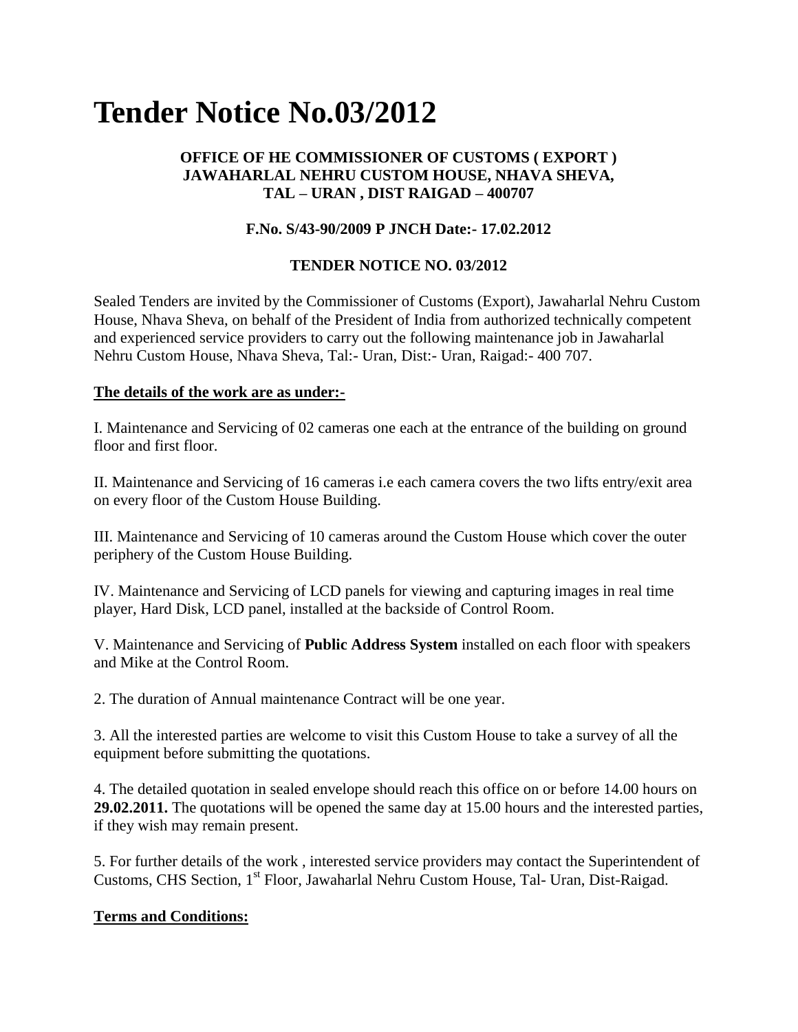# Tender Notice No.03/2012

**OFFICE OF HE COMMISSIONER OF CUSTOMS ( EXPORT )**
**JAWAHARLAL NEHRU CUSTOM HOUSE, NHAVA SHEVA,**
**TAL – URAN , DIST RAIGAD – 400707**

**F.No. S/43-90/2009 P JNCH Date:- 17.02.2012**

**TENDER NOTICE NO. 03/2012**

Sealed Tenders are invited by the Commissioner of Customs (Export), Jawaharlal Nehru Custom House, Nhava Sheva, on behalf of the President of India from authorized technically competent and experienced service providers to carry out the following maintenance job in Jawaharlal Nehru Custom House, Nhava Sheva, Tal:- Uran, Dist:- Uran, Raigad:- 400 707.

**<u>The details of the work are as under:-</u>**

I. Maintenance and Servicing of 02 cameras one each at the entrance of the building on ground floor and first floor.

II. Maintenance and Servicing of 16 cameras i.e each camera covers the two lifts entry/exit area on every floor of the Custom House Building.

III. Maintenance and Servicing of 10 cameras around the Custom House which cover the outer periphery of the Custom House Building.

IV. Maintenance and Servicing of LCD panels for viewing and capturing images in real time player, Hard Disk, LCD panel, installed at the backside of Control Room.

V. Maintenance and Servicing of **Public Address System** installed on each floor with speakers and Mike at the Control Room.

2. The duration of Annual maintenance Contract will be one year.

3. All the interested parties are welcome to visit this Custom House to take a survey of all the equipment before submitting the quotations.

4. The detailed quotation in sealed envelope should reach this office on or before 14.00 hours on **29.02.2011.** The quotations will be opened the same day at 15.00 hours and the interested parties, if they wish may remain present.

5. For further details of the work , interested service providers may contact the Superintendent of Customs, CHS Section, 1st Floor, Jawaharlal Nehru Custom House, Tal- Uran, Dist-Raigad.

**<u>Terms and Conditions:</u>**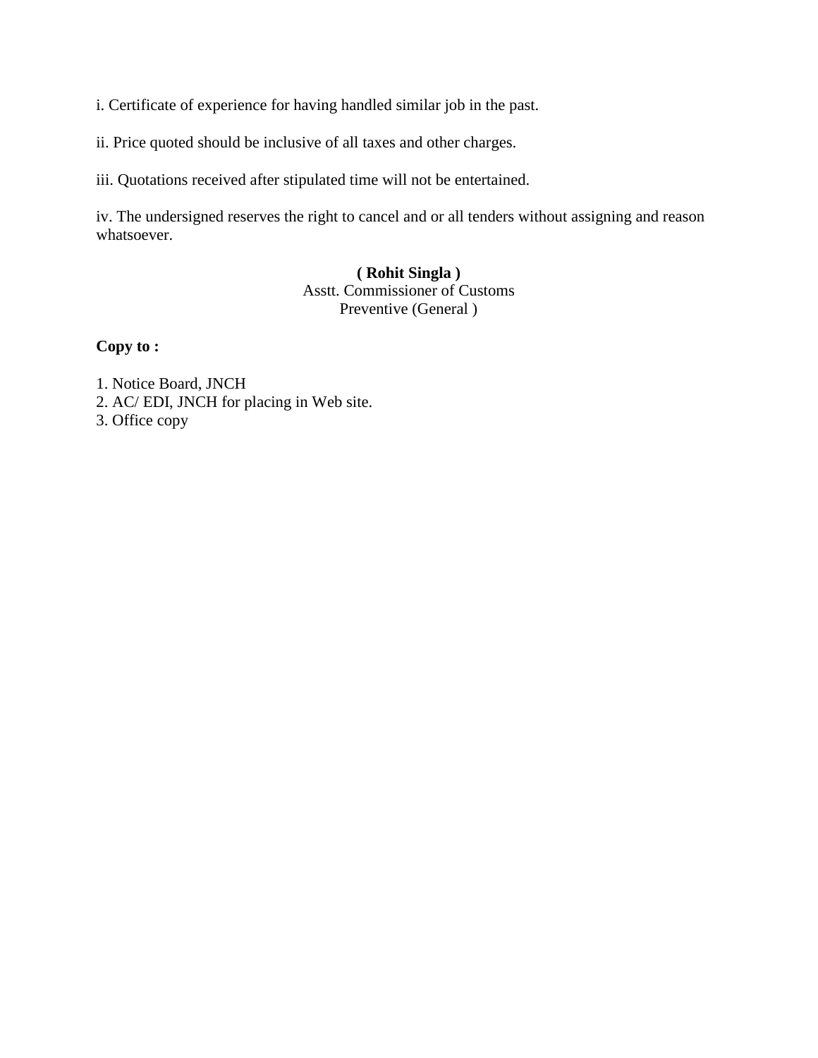i. Certificate of experience for having handled similar job in the past.

ii. Price quoted should be inclusive of all taxes and other charges.

iii. Quotations received after stipulated time will not be entertained.

iv. The undersigned reserves the right to cancel and or all tenders without assigning and reason whatsoever.

**( Rohit Singla )**
Asstt. Commissioner of Customs
Preventive (General )

**Copy to :**

1. Notice Board, JNCH
2. AC/ EDI, JNCH for placing in Web site.
3. Office copy